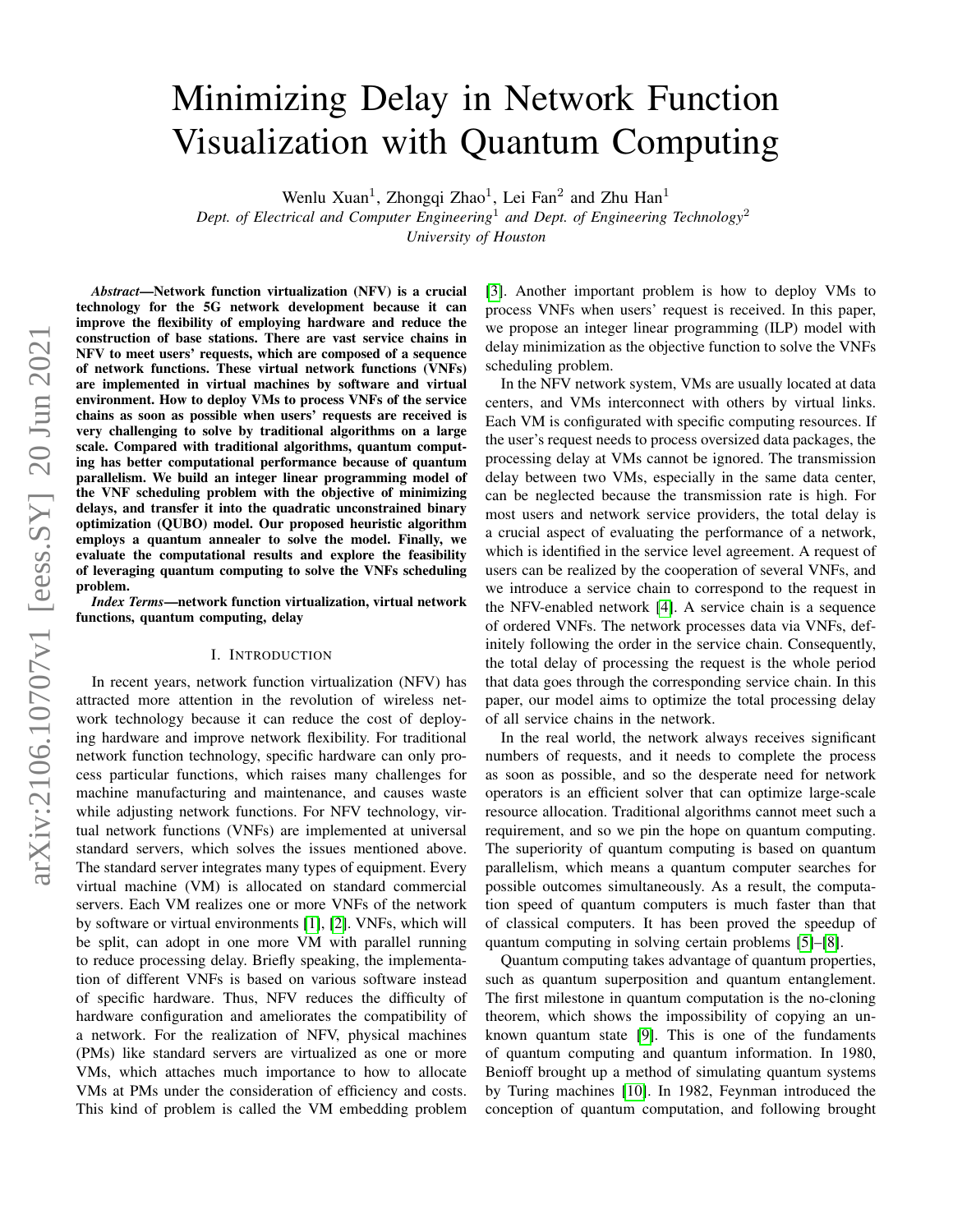# Minimizing Delay in Network Function Visualization with Quantum Computing

Wenlu Xuan[1], Zhongqi Zhao[1], Lei Fan[2] and Zhu Han[1]

*Dept. of Electrical and Computer Engineering*[1] *and Dept. of Engineering Technology*[2]
*University of Houston*

***Abstract*—Network function virtualization (NFV) is a crucial technology for the 5G network development because it can improve the flexibility of employing hardware and reduce the construction of base stations. There are vast service chains in NFV to meet users' requests, which are composed of a sequence of network functions. These virtual network functions (VNFs) are implemented in virtual machines by software and virtual environment. How to deploy VMs to process VNFs of the service chains as soon as possible when users' requests are received is very challenging to solve by traditional algorithms on a large scale. Compared with traditional algorithms, quantum computing has better computational performance because of quantum parallelism. We build an integer linear programming model of the VNF scheduling problem with the objective of minimizing delays, and transfer it into the quadratic unconstrained binary optimization (QUBO) model. Our proposed heuristic algorithm employs a quantum annealer to solve the model. Finally, we evaluate the computational results and explore the feasibility of leveraging quantum computing to solve the VNFs scheduling problem.**

***Index Terms*—network function virtualization, virtual network functions, quantum computing, delay**

## I. Introduction

In recent years, network function virtualization (NFV) has attracted more attention in the revolution of wireless network technology because it can reduce the cost of deploying hardware and improve network flexibility. For traditional network function technology, specific hardware can only process particular functions, which raises many challenges for machine manufacturing and maintenance, and causes waste while adjusting network functions. For NFV technology, virtual network functions (VNFs) are implemented at universal standard servers, which solves the issues mentioned above. The standard server integrates many types of equipment. Every virtual machine (VM) is allocated on standard commercial servers. Each VM realizes one or more VNFs of the network by software or virtual environments [1], [2]. VNFs, which will be split, can adopt in one more VM with parallel running to reduce processing delay. Briefly speaking, the implementation of different VNFs is based on various software instead of specific hardware. Thus, NFV reduces the difficulty of hardware configuration and ameliorates the compatibility of a network. For the realization of NFV, physical machines (PMs) like standard servers are virtualized as one or more VMs, which attaches much importance to how to allocate VMs at PMs under the consideration of efficiency and costs. This kind of problem is called the VM embedding problem [3]. Another important problem is how to deploy VMs to process VNFs when users' request is received. In this paper, we propose an integer linear programming (ILP) model with delay minimization as the objective function to solve the VNFs scheduling problem.

In the NFV network system, VMs are usually located at data centers, and VMs interconnect with others by virtual links. Each VM is configurated with specific computation resources. If the user's request needs to process oversized data packages, the processing delay at VMs cannot be ignored. The transmission delay between two VMs, especially in the same data center, can be neglected because the transmission rate is high. For most users and network service providers, the total delay is a crucial aspect of evaluating the performance of a network, which is identified in the service level agreement. A request of users can be realized by the cooperation of several VNFs, and we introduce a service chain to correspond to the request in the NFV-enabled network [4]. A service chain is a sequence of ordered VNFs. The network processes data via VNFs, definitely following the order in the service chain. Consequently, the total delay of processing the request is the whole period that data goes through the corresponding service chain. In this paper, our model aims to optimize the total processing delay of all service chains in the network.

In the real world, the network always receives significant numbers of requests, and it needs to complete the process as soon as possible, and so the desperate need for network operators is an efficient solver that can optimize large-scale resource allocation. Traditional algorithms cannot meet such a requirement, and so we pin the hope on quantum computing. The superiority of quantum computing is based on quantum parallelism, which means a quantum computer searches for possible outcomes simultaneously. As a result, the computation speed of quantum computers is much faster than that of classical computers. It has been proved the speedup of quantum computing in solving certain problems [5]–[8].

Quantum computing takes advantage of quantum properties, such as quantum superposition and quantum entanglement. The first milestone in quantum computation is the no-cloning theorem, which shows the impossibility of copying an unknown quantum state [9]. This is one of the fundaments of quantum computing and quantum information. In 1980, Benioff brought up a method of simulating quantum systems by Turing machines [10]. In 1982, Feynman introduced the conception of quantum computation, and following brought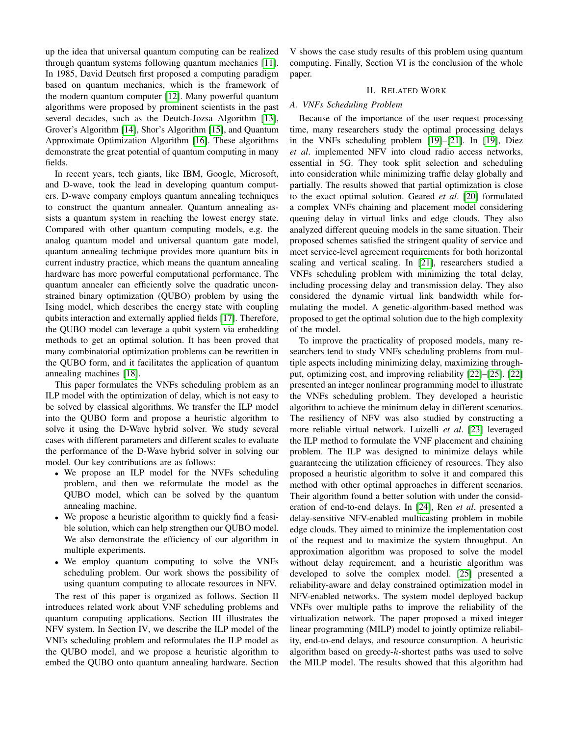up the idea that universal quantum computing can be realized through quantum systems following quantum mechanics [11]. In 1985, David Deutsch first proposed a computing paradigm based on quantum mechanics, which is the framework of the modern quantum computer [12]. Many powerful quantum algorithms were proposed by prominent scientists in the past several decades, such as the Deutch-Jozsa Algorithm [13], Grover's Algorithm [14], Shor's Algorithm [15], and Quantum Approximate Optimization Algorithm [16]. These algorithms demonstrate the great potential of quantum computing in many fields.

In recent years, tech giants, like IBM, Google, Microsoft, and D-wave, took the lead in developing quantum computers. D-wave company employs quantum annealing techniques to construct the quantum annealer. Quantum annealing assists a quantum system in reaching the lowest energy state. Compared with other quantum computing models, e.g. the analog quantum model and universal quantum gate model, quantum annealing technique provides more quantum bits in current industry practice, which means the quantum annealing hardware has more powerful computational performance. The quantum annealer can efficiently solve the quadratic unconstrained binary optimization (QUBO) problem by using the Ising model, which describes the energy state with coupling qubits interaction and externally applied fields [17]. Therefore, the QUBO model can leverage a qubit system via embedding methods to get an optimal solution. It has been proved that many combinatorial optimization problems can be rewritten in the QUBO form, and it facilitates the application of quantum annealing machines [18].

This paper formulates the VNFs scheduling problem as an ILP model with the optimization of delay, which is not easy to be solved by classical algorithms. We transfer the ILP model into the QUBO form and propose a heuristic algorithm to solve it using the D-Wave hybrid solver. We study several cases with different parameters and different scales to evaluate the performance of the D-Wave hybrid solver in solving our model. Our key contributions are as follows:

- We propose an ILP model for the NVFs scheduling problem, and then we reformulate the model as the QUBO model, which can be solved by the quantum annealing machine.
- We propose a heuristic algorithm to quickly find a feasible solution, which can help strengthen our QUBO model. We also demonstrate the efficiency of our algorithm in multiple experiments.
- We employ quantum computing to solve the VNFs scheduling problem. Our work shows the possibility of using quantum computing to allocate resources in NFV.

The rest of this paper is organized as follows. Section II introduces related work about VNF scheduling problems and quantum computing applications. Section III illustrates the NFV system. In Section IV, we describe the ILP model of the VNFs scheduling problem and reformulates the ILP model as the QUBO model, and we propose a heuristic algorithm to embed the QUBO onto quantum annealing hardware. Section V shows the case study results of this problem using quantum computing. Finally, Section VI is the conclusion of the whole paper.

## II. Related Work

### A. VNFs Scheduling Problem

Because of the importance of the user request processing time, many researchers study the optimal processing delays in the VNFs scheduling problem [19]–[21]. In [19], Diez *et al*. implemented NFV into cloud radio access networks, essential in 5G. They took split selection and scheduling into consideration while minimizing traffic delay globally and partially. The results showed that partial optimization is close to the exact optimal solution. Geared *et al*. [20] formulated a complex VNFs chaining and placement model considering queuing delay in virtual links and edge clouds. They also analyzed different queuing models in the same situation. Their proposed schemes satisfied the stringent quality of service and meet service-level agreement requirements for both horizontal scaling and vertical scaling. In [21], researchers studied a VNFs scheduling problem with minimizing the total delay, including processing delay and transmission delay. They also considered the dynamic virtual link bandwidth while formulating the model. A genetic-algorithm-based method was proposed to get the optimal solution due to the high complexity of the model.

To improve the practicality of proposed models, many researchers tend to study VNFs scheduling problems from multiple aspects including minimizing delay, maximizing throughput, optimizing cost, and improving reliability [22]–[25]. [22] presented an integer nonlinear programming model to illustrate the VNFs scheduling problem. They developed a heuristic algorithm to achieve the minimum delay in different scenarios. The resiliency of NFV was also studied by constructing a more reliable virtual network. Luizelli *et al*. [23] leveraged the ILP method to formulate the VNF placement and chaining problem. The ILP was designed to minimize delays while guaranteeing the utilization efficiency of resources. They also proposed a heuristic algorithm to solve it and compared this method with other optimal approaches in different scenarios. Their algorithm found a better solution with under the consideration of end-to-end delays. In [24], Ren *et al*. presented a delay-sensitive NFV-enabled multicasting problem in mobile edge clouds. They aimed to minimize the implementation cost of the request and to maximize the system throughput. An approximation algorithm was proposed to solve the model without delay requirement, and a heuristic algorithm was developed to solve the complex model. [25] presented a reliability-aware and delay constrained optimization model in NFV-enabled networks. The system model deployed backup VNFs over multiple paths to improve the reliability of the virtualization network. The paper proposed a mixed integer linear programming (MILP) model to jointly optimize reliability, end-to-end delays, and resource consumption. A heuristic algorithm based on greedy-$k$-shortest paths was used to solve the MILP model. The results showed that this algorithm had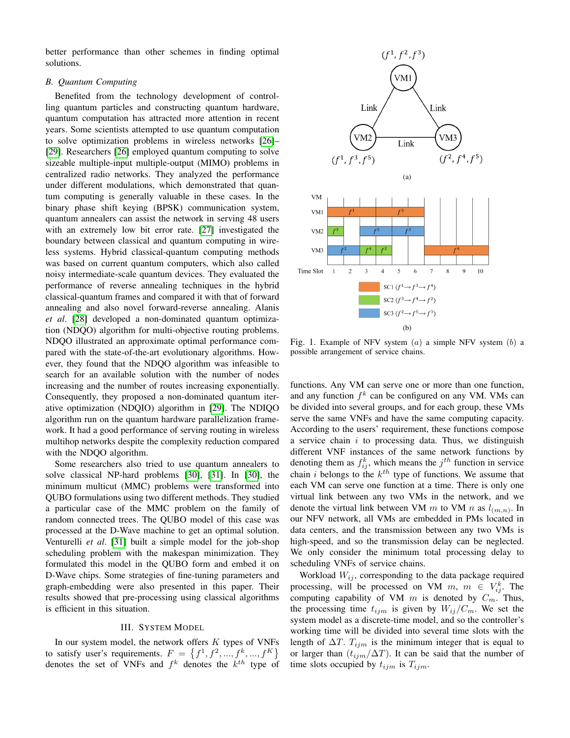better performance than other schemes in finding optimal solutions.

### B. Quantum Computing

Benefited from the technology development of controlling quantum particles and constructing quantum hardware, quantum computation has attracted more attention in recent years. Some scientists attempted to use quantum computation to solve optimization problems in wireless networks [26]–[29]. Researchers [26] employed quantum computing to solve sizeable multiple-input multiple-output (MIMO) problems in centralized radio networks. They analyzed the performance under different modulations, which demonstrated that quantum computing is generally valuable in these cases. In the binary phase shift keying (BPSK) communication system, quantum annealers can assist the network in serving 48 users with an extremely low bit error rate. [27] investigated the boundary between classical and quantum computing in wireless systems. Hybrid classical-quantum computing methods was based on current quantum computers, which also called noisy intermediate-scale quantum devices. They evaluated the performance of reverse annealing techniques in the hybrid classical-quantum frames and compared it with that of forward annealing and also novel forward-reverse annealing. Alanis *et al*. [28] developed a non-dominated quantum optimization (NDQO) algorithm for multi-objective routing problems. NDQO illustrated an approximate optimal performance compared with the state-of-the-art evolutionary algorithms. However, they found that the NDQO algorithm was infeasible to search for an available solution with the number of nodes increasing and the number of routes increasing exponentially. Consequently, they proposed a non-dominated quantum iterative optimization (NDQIO) algorithm in [29]. The NDIQO algorithm run on the quantum hardware parallelization framework. It had a good performance of serving routing in wireless multihop networks despite the complexity reduction compared with the NDQO algorithm.

Some researchers also tried to use quantum annealers to solve classical NP-hard problems [30], [31]. In [30], the minimum multicut (MMC) problems were transformed into QUBO formulations using two different methods. They studied a particular case of the MMC problem on the family of random connected trees. The QUBO model of this case was processed at the D-Wave machine to get an optimal solution. Venturelli *et al*. [31] built a simple model for the job-shop scheduling problem with the makespan minimization. They formulated this model in the QUBO form and embed it on D-Wave chips. Some strategies of fine-tuning parameters and graph-embedding were also presented in this paper. Their results showed that pre-processing using classical algorithms is efficient in this situation.

## III. System Model

In our system model, the network offers $K$ types of VNFs to satisfy user's requirements. $F = \{f^1, f^2, ..., f^k, ..., f^K\}$ denotes the set of VNFs and $f^k$ denotes the $k^{th}$ type of functions. Any VM can serve one or more than one function, and any function $f^k$ can be configured on any VM. VMs can be divided into several groups, and for each group, these VMs serve the same VNFs and have the same computing capacity. According to the users' requirement, these functions compose a service chain $i$ to processing data. Thus, we distinguish different VNF instances of the same network functions by denoting them as $f^k_{ij}$, which means the $j^{th}$ function in service chain $i$ belongs to the $k^{th}$ type of functions. We assume that each VM can serve one function at a time. There is only one virtual link between any two VMs in the network, and we denote the virtual link between VM $m$ to VM $n$ as $l_{(m,n)}$. In our NFV network, all VMs are embedded in PMs located in data centers, and the transmission between any two VMs is high-speed, and so the transmission delay can be neglected. We only consider the minimum total processing delay to scheduling VNFs of service chains.

Workload $W_{ij}$, corresponding to the data package required processing, will be processed on VM $m$, $m \in V^k_{ij}$. The computing capability of VM $m$ is denoted by $C_m$. Thus, the processing time $t_{ijm}$ is given by $W_{ij}/C_m$. We set the system model as a discrete-time model, and so the controller's working time will be divided into several time slots with the length of $\Delta T$. $T_{ijm}$ is the minimum integer that is equal to or larger than $(t_{ijm}/\Delta T)$. It can be said that the number of time slots occupied by $t_{ijm}$ is $T_{ijm}$.

Fig. 1. Example of NFV system $(a)$ a simple NFV system $(b)$ a possible arrangement of service chains.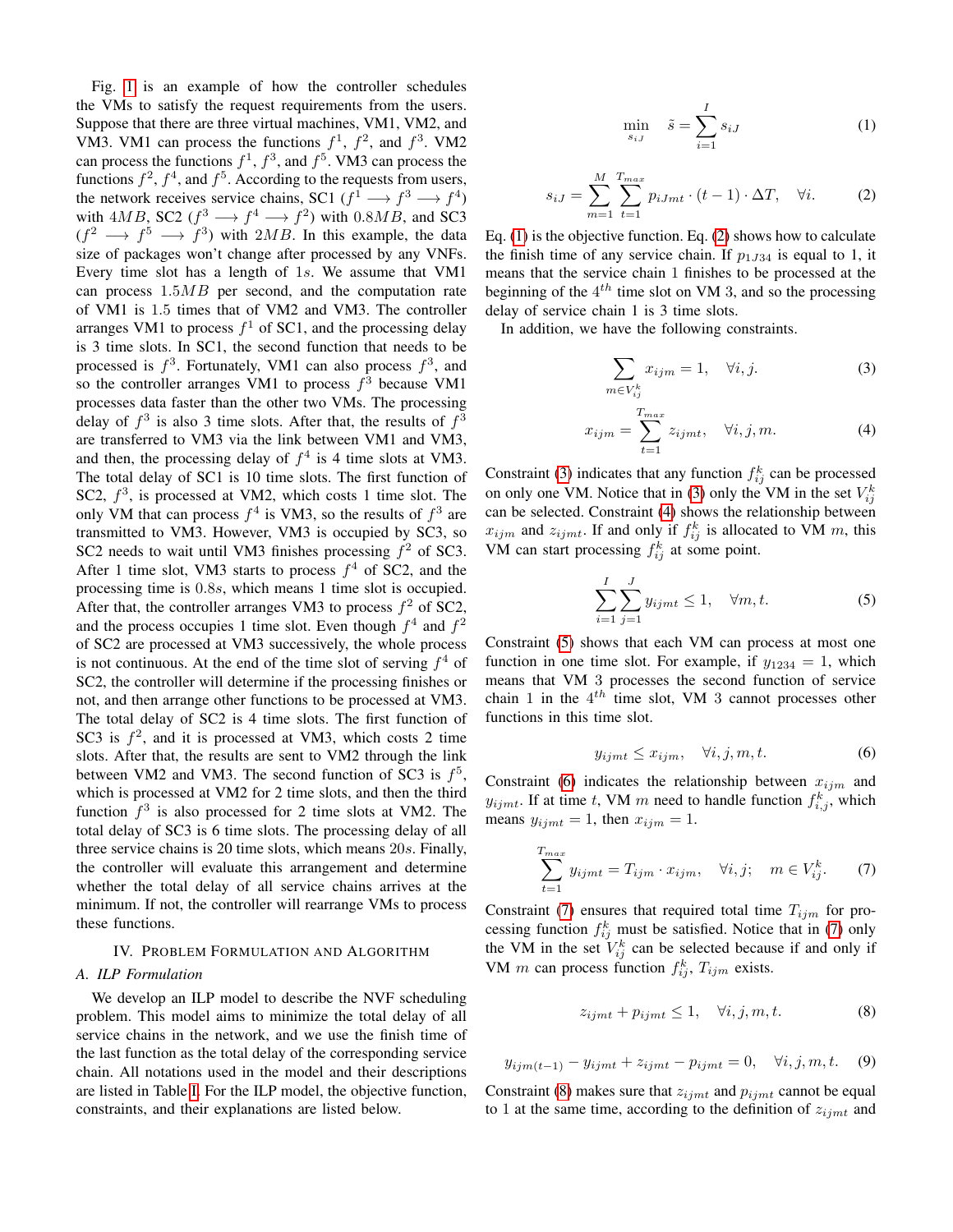Fig. 1 is an example of how the controller schedules the VMs to satisfy the request requirements from the users. Suppose that there are three virtual machines, VM1, VM2, and VM3. VM1 can process the functions $f^1$, $f^2$, and $f^3$. VM2 can process the functions $f^1$, $f^3$, and $f^5$. VM3 can process the functions $f^2$, $f^4$, and $f^5$. According to the requests from users, the network receives service chains, SC1 ($f^1 \longrightarrow f^3 \longrightarrow f^4$) with $4MB$, SC2 ($f^3 \longrightarrow f^4 \longrightarrow f^2$) with $0.8MB$, and SC3 ($f^2 \longrightarrow f^5 \longrightarrow f^3$) with $2MB$. In this example, the data size of packages won't change after processed by any VNFs. Every time slot has a length of $1s$. We assume that VM1 can process $1.5MB$ per second, and the computation rate of VM1 is 1.5 times that of VM2 and VM3. The controller arranges VM1 to process $f^1$ of SC1, and the processing delay is 3 time slots. In SC1, the second function that needs to be processed is $f^3$. Fortunately, VM1 can also process $f^3$, and so the controller arranges VM1 to process $f^3$ because VM1 processes data faster than the other two VMs. The processing delay of $f^3$ is also 3 time slots. After that, the results of $f^3$ are transferred to VM3 via the link between VM1 and VM3, and then, the processing delay of $f^4$ is 4 time slots at VM3. The total delay of SC1 is 10 time slots. The first function of SC2, $f^3$, is processed at VM2, which costs 1 time slot. The only VM that can process $f^4$ is VM3, so the results of $f^3$ are transmitted to VM3. However, VM3 is occupied by SC3, so SC2 needs to wait until VM3 finishes processing $f^2$ of SC3. After 1 time slot, VM3 starts to process $f^4$ of SC2, and the processing time is $0.8s$, which means 1 time slot is occupied. After that, the controller arranges VM3 to process $f^2$ of SC2, and the process occupies 1 time slot. Even though $f^4$ and $f^2$ of SC2 are processed at VM3 successively, the whole process is not continuous. At the end of the time slot of serving $f^4$ of SC2, the controller will determine if the processing finishes or not, and then arrange other functions to be processed at VM3. The total delay of SC2 is 4 time slots. The first function of SC3 is $f^2$, and it is processed at VM3, which costs 2 time slots. After that, the results are sent to VM2 through the link between VM2 and VM3. The second function of SC3 is $f^5$, which is processed at VM2 for 2 time slots, and then the third function $f^3$ is also processed for 2 time slots at VM2. The total delay of SC3 is 6 time slots. The processing delay of all three service chains is 20 time slots, which means $20s$. Finally, the controller will evaluate this arrangement and determine whether the total delay of all service chains arrives at the minimum. If not, the controller will rearrange VMs to process these functions.

## IV. Problem Formulation and Algorithm

### A. ILP Formulation

We develop an ILP model to describe the NVF scheduling problem. This model aims to minimize the total delay of all service chains in the network, and we use the finish time of the last function as the total delay of the corresponding service chain. All notations used in the model and their descriptions are listed in Table I. For the ILP model, the objective function, constraints, and their explanations are listed below.

$$\min_{s_{iJ}} \quad \tilde{s} = \sum_{i=1}^{I} s_{iJ} \tag{1}$$

$$s_{iJ} = \sum_{m=1}^{M} \sum_{t=1}^{T_{max}} p_{iJmt} \cdot (t-1) \cdot \Delta T, \quad \forall i. \tag{2}$$

Eq. (1) is the objective function. Eq. (2) shows how to calculate the finish time of any service chain. If $p_{1J34}$ is equal to 1, it means that the service chain 1 finishes to be processed at the beginning of the $4^{th}$ time slot on VM 3, and so the processing delay of service chain 1 is 3 time slots.

In addition, we have the following constraints.

$$\sum_{m \in V_{ij}^k} x_{ijm} = 1, \quad \forall i, j. \tag{3}$$

$$x_{ijm} = \sum_{t=1}^{T_{max}} z_{ijmt}, \quad \forall i, j, m. \tag{4}$$

Constraint (3) indicates that any function $f_{ij}^k$ can be processed on only one VM. Notice that in (3) only the VM in the set $V_{ij}^k$ can be selected. Constraint (4) shows the relationship between $x_{ijm}$ and $z_{ijmt}$. If and only if $f_{ij}^k$ is allocated to VM $m$, this VM can start processing $f_{ij}^k$ at some point.

$$\sum_{i=1}^{I} \sum_{j=1}^{J} y_{ijmt} \leq 1, \quad \forall m, t. \tag{5}$$

Constraint (5) shows that each VM can process at most one function in one time slot. For example, if $y_{1234} = 1$, which means that VM 3 processes the second function of service chain 1 in the $4^{th}$ time slot, VM 3 cannot processes other functions in this time slot.

$$y_{ijmt} \leq x_{ijm}, \quad \forall i, j, m, t. \tag{6}$$

Constraint (6) indicates the relationship between $x_{ijm}$ and $y_{ijmt}$. If at time $t$, VM $m$ need to handle function $f_{i,j}^k$, which means $y_{ijmt} = 1$, then $x_{ijm} = 1$.

$$\sum_{t=1}^{T_{max}} y_{ijmt} = T_{ijm} \cdot x_{ijm}, \quad \forall i, j; \quad m \in V_{ij}^k. \tag{7}$$

Constraint (7) ensures that required total time $T_{ijm}$ for processing function $f_{ij}^k$ must be satisfied. Notice that in (7) only the VM in the set $V_{ij}^k$ can be selected because if and only if VM $m$ can process function $f_{ij}^k$, $T_{ijm}$ exists.

$$z_{ijmt} + p_{ijmt} \leq 1, \quad \forall i, j, m, t. \tag{8}$$

$$y_{ijm(t-1)} - y_{ijmt} + z_{ijmt} - p_{ijmt} = 0, \quad \forall i, j, m, t. \tag{9}$$

Constraint (8) makes sure that $z_{ijmt}$ and $p_{ijmt}$ cannot be equal to 1 at the same time, according to the definition of $z_{ijmt}$ and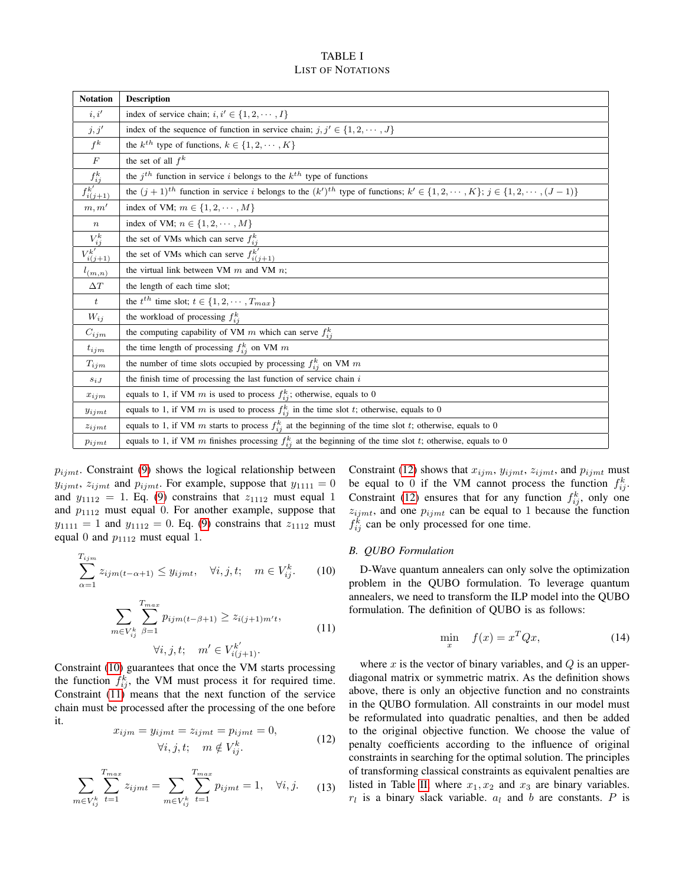TABLE I

LIST OF NOTATIONS

| Notation | Description |
|---|---|
| $i, i'$ | index of service chain; $i, i' \in \{1, 2, \cdots, I\}$ |
| $j, j'$ | index of the sequence of function in service chain; $j, j' \in \{1, 2, \cdots, J\}$ |
| $f^k$ | the $k^{th}$ type of functions, $k \in \{1, 2, \cdots, K\}$ |
| $F$ | the set of all $f^k$ |
| $f_{ij}^k$ | the $j^{th}$ function in service $i$ belongs to the $k^{th}$ type of functions |
| $f_{i(j+1)}^{k'}$ | the $(j+1)^{th}$ function in service $i$ belongs to the $(k')^{th}$ type of functions; $k' \in \{1, 2, \cdots, K\}$; $j \in \{1, 2, \cdots, (J-1)\}$ |
| $m, m'$ | index of VM; $m \in \{1, 2, \cdots, M\}$ |
| $n$ | index of VM; $n \in \{1, 2, \cdots, M\}$ |
| $V_{ij}^k$ | the set of VMs which can serve $f_{ij}^k$ |
| $V_{i(j+1)}^{k'}$ | the set of VMs which can serve $f_{i(j+1)}^{k'}$ |
| $l_{(m,n)}$ | the virtual link between VM $m$ and VM $n$; |
| $\Delta T$ | the length of each time slot; |
| $t$ | the $t^{th}$ time slot; $t \in \{1, 2, \cdots, T_{max}\}$ |
| $W_{ij}$ | the workload of processing $f_{ij}^k$ |
| $C_{ijm}$ | the computing capability of VM $m$ which can serve $f_{ij}^k$ |
| $t_{ijm}$ | the time length of processing $f_{ij}^k$ on VM $m$ |
| $T_{ijm}$ | the number of time slots occupied by processing $f_{ij}^k$ on VM $m$ |
| $s_{iJ}$ | the finish time of processing the last function of service chain $i$ |
| $x_{ijm}$ | equals to 1, if VM $m$ is used to process $f_{ij}^k$; otherwise, equals to 0 |
| $y_{ijmt}$ | equals to 1, if VM $m$ is used to process $f_{ij}^k$ in the time slot $t$; otherwise, equals to 0 |
| $z_{ijmt}$ | equals to 1, if VM $m$ starts to process $f_{ij}^k$ at the beginning of the time slot $t$; otherwise, equals to 0 |
| $p_{ijmt}$ | equals to 1, if VM $m$ finishes processing $f_{ij}^k$ at the beginning of the time slot $t$; otherwise, equals to 0 |

$p_{ijmt}$. Constraint (9) shows the logical relationship between $y_{ijmt}$, $z_{ijmt}$ and $p_{ijmt}$. For example, suppose that $y_{1111} = 0$ and $y_{1112} = 1$. Eq. (9) constrains that $z_{1112}$ must equal 1 and $p_{1112}$ must equal 0. For another example, suppose that $y_{1111} = 1$ and $y_{1112} = 0$. Eq. (9) constrains that $z_{1112}$ must equal 0 and $p_{1112}$ must equal 1.

$$\sum_{\alpha=1}^{T_{ijm}} z_{ijm(t-\alpha+1)} \leq y_{ijmt}, \quad \forall i, j, t; \quad m \in V_{ij}^k. \tag{10}$$

$$\sum_{m \in V_{ij}^k} \sum_{\beta=1}^{T_{max}} p_{ijm(t-\beta+1)} \geq z_{i(j+1)m't}, \quad \forall i, j, t; \quad m' \in V_{i(j+1)}^{k'}. \tag{11}$$

Constraint (10) guarantees that once the VM starts processing the function $f_{ij}^k$, the VM must process it for required time. Constraint (11) means that the next function of the service chain must be processed after the processing of the one before it.

$$x_{ijm} = y_{ijmt} = z_{ijmt} = p_{ijmt} = 0, \quad \forall i, j, t; \quad m \notin V_{ij}^k. \tag{12}$$

$$\sum_{m \in V_{ij}^k} \sum_{t=1}^{T_{max}} z_{ijmt} = \sum_{m \in V_{ij}^k} \sum_{t=1}^{T_{max}} p_{ijmt} = 1, \quad \forall i, j. \tag{13}$$

Constraint (12) shows that $x_{ijm}$, $y_{ijmt}$, $z_{ijmt}$, and $p_{ijmt}$ must be equal to 0 if the VM cannot process the function $f_{ij}^k$. Constraint (12) ensures that for any function $f_{ij}^k$, only one $z_{ijmt}$, and one $p_{ijmt}$ can be equal to 1 because the function $f_{ij}^k$ can be only processed for one time.

### B. QUBO Formulation

D-Wave quantum annealers can only solve the optimization problem in the QUBO formulation. To leverage quantum annealers, we need to transform the ILP model into the QUBO formulation. The definition of QUBO is as follows:

$$\min_x \quad f(x) = x^T Q x, \tag{14}$$

where $x$ is the vector of binary variables, and $Q$ is an upper-diagonal matrix or symmetric matrix. As the definition shows above, there is only an objective function and no constraints in the QUBO formulation. All constraints in our model must be reformulated into quadratic penalties, and then be added to the original objective function. We choose the value of penalty coefficients according to the influence of original constraints in searching for the optimal solution. The principles of transforming classical constraints as equivalent penalties are listed in Table II, where $x_1, x_2$ and $x_3$ are binary variables. $r_l$ is a binary slack variable. $a_l$ and $b$ are constants. $P$ is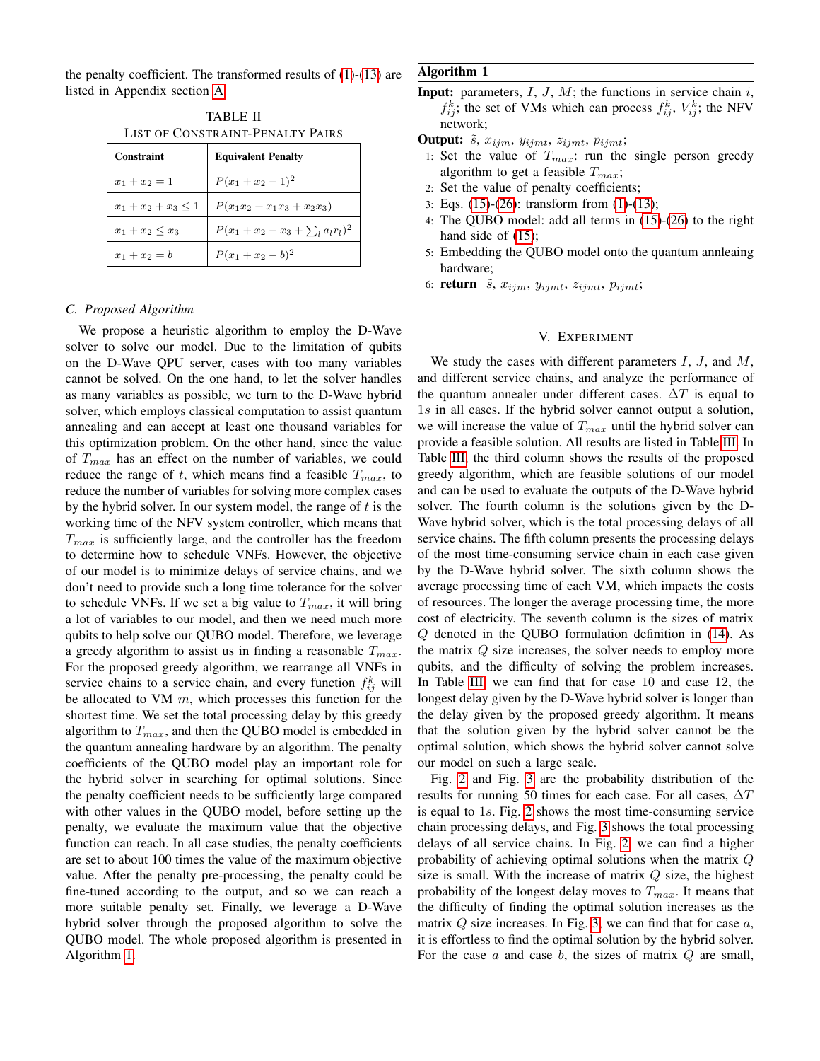the penalty coefficient. The transformed results of (1)-(13) are listed in Appendix section A.

TABLE II
LIST OF CONSTRAINT-PENALTY PAIRS

| **Constraint** | **Equivalent Penalty** |
|---|---|
| $x_1 + x_2 = 1$ | $P(x_1 + x_2 - 1)^2$ |
| $x_1 + x_2 + x_3 \leq 1$ | $P(x_1x_2 + x_1x_3 + x_2x_3)$ |
| $x_1 + x_2 \leq x_3$ | $P(x_1 + x_2 - x_3 + \sum_l a_l r_l)^2$ |
| $x_1 + x_2 = b$ | $P(x_1 + x_2 - b)^2$ |

### C. Proposed Algorithm

We propose a heuristic algorithm to employ the D-Wave solver to solve our model. Due to the limitation of qubits on the D-Wave QPU server, cases with too many variables cannot be solved. On the one hand, to let the solver handles as many variables as possible, we turn to the D-Wave hybrid solver, which employs classical computation to assist quantum annealing and can accept at least one thousand variables for this optimization problem. On the other hand, since the value of $T_{max}$ has an effect on the number of variables, we could reduce the range of $t$, which means find a feasible $T_{max}$, to reduce the number of variables for solving more complex cases by the hybrid solver. In our system model, the range of $t$ is the working time of the NFV system controller, which means that $T_{max}$ is sufficiently large, and the controller has the freedom to determine how to schedule VNFs. However, the objective of our model is to minimize delays of service chains, and we don't need to provide such a long time tolerance for the solver to schedule VNFs. If we set a big value to $T_{max}$, it will bring a lot of variables to our model, and then we need much more qubits to help solve our QUBO model. Therefore, we leverage a greedy algorithm to assist us in finding a reasonable $T_{max}$. For the proposed greedy algorithm, we rearrange all VNFs in service chains to a service chain, and every function $f_{ij}^k$ will be allocated to VM $m$, which processes this function for the shortest time. We set the total processing delay by this greedy algorithm to $T_{max}$, and then the QUBO model is embedded in the quantum annealing hardware by an algorithm. The penalty coefficients of the QUBO model play an important role for the hybrid solver in searching for optimal solutions. Since the penalty coefficient needs to be sufficiently large compared with other values in the QUBO model, before setting up the penalty, we evaluate the maximum value that the objective function can reach. In all case studies, the penalty coefficients are set to about 100 times the value of the maximum objective value. After the penalty pre-processing, the penalty could be fine-tuned according to the output, and so we can reach a more suitable penalty set. Finally, we leverage a D-Wave hybrid solver through the proposed algorithm to solve the QUBO model. The whole proposed algorithm is presented in Algorithm 1.

---

**Algorithm 1**

**Input:** parameters, $I$, $J$, $M$; the functions in service chain $i$, $f_{ij}^k$; the set of VMs which can process $f_{ij}^k$, $V_{ij}^k$; the NFV network;

**Output:** $\tilde{s}$, $x_{ijm}$, $y_{ijmt}$, $z_{ijmt}$, $p_{ijmt}$;

1: Set the value of $T_{max}$: run the single person greedy algorithm to get a feasible $T_{max}$;
2: Set the value of penalty coefficients;
3: Eqs. (15)-(26): transform from (1)-(13);
4: The QUBO model: add all terms in (15)-(26) to the right hand side of (15);
5: Embedding the QUBO model onto the quantum annleaing hardware;
6: **return** $\tilde{s}$, $x_{ijm}$, $y_{ijmt}$, $z_{ijmt}$, $p_{ijmt}$;

---

## V. EXPERIMENT

We study the cases with different parameters $I$, $J$, and $M$, and different service chains, and analyze the performance of the quantum annealer under different cases. $\Delta T$ is equal to $1s$ in all cases. If the hybrid solver cannot output a solution, we will increase the value of $T_{max}$ until the hybrid solver can provide a feasible solution. All results are listed in Table III. In Table III, the third column shows the results of the proposed greedy algorithm, which are feasible solutions of our model and can be used to evaluate the outputs of the D-Wave hybrid solver. The fourth column is the solutions given by the D-Wave hybrid solver, which is the total processing delays of all service chains. The fifth column presents the processing delays of the most time-consuming service chain in each case given by the D-Wave hybrid solver. The sixth column shows the average processing time of each VM, which impacts the costs of resources. The longer the average processing time, the more cost of electricity. The seventh column is the sizes of matrix $Q$ denoted in the QUBO formulation definition in (14). As the matrix $Q$ size increases, the solver needs to employ more qubits, and the difficulty of solving the problem increases. In Table III, we can find that for case 10 and case 12, the longest delay given by the D-Wave hybrid solver is longer than the delay given by the proposed greedy algorithm. It means that the solution given by the hybrid solver cannot be the optimal solution, which shows the hybrid solver cannot solve our model on such a large scale.

Fig. 2 and Fig. 3 are the probability distribution of the results for running 50 times for each case. For all cases, $\Delta T$ is equal to $1s$. Fig. 2 shows the most time-consuming service chain processing delays, and Fig. 3 shows the total processing delays of all service chains. In Fig. 2, we can find a higher probability of achieving optimal solutions when the matrix $Q$ size is small. With the increase of matrix $Q$ size, the highest probability of the longest delay moves to $T_{max}$. It means that the difficulty of finding the optimal solution increases as the matrix $Q$ size increases. In Fig. 3, we can find that for case $a$, it is effortless to find the optimal solution by the hybrid solver. For the case $a$ and case $b$, the sizes of matrix $Q$ are small,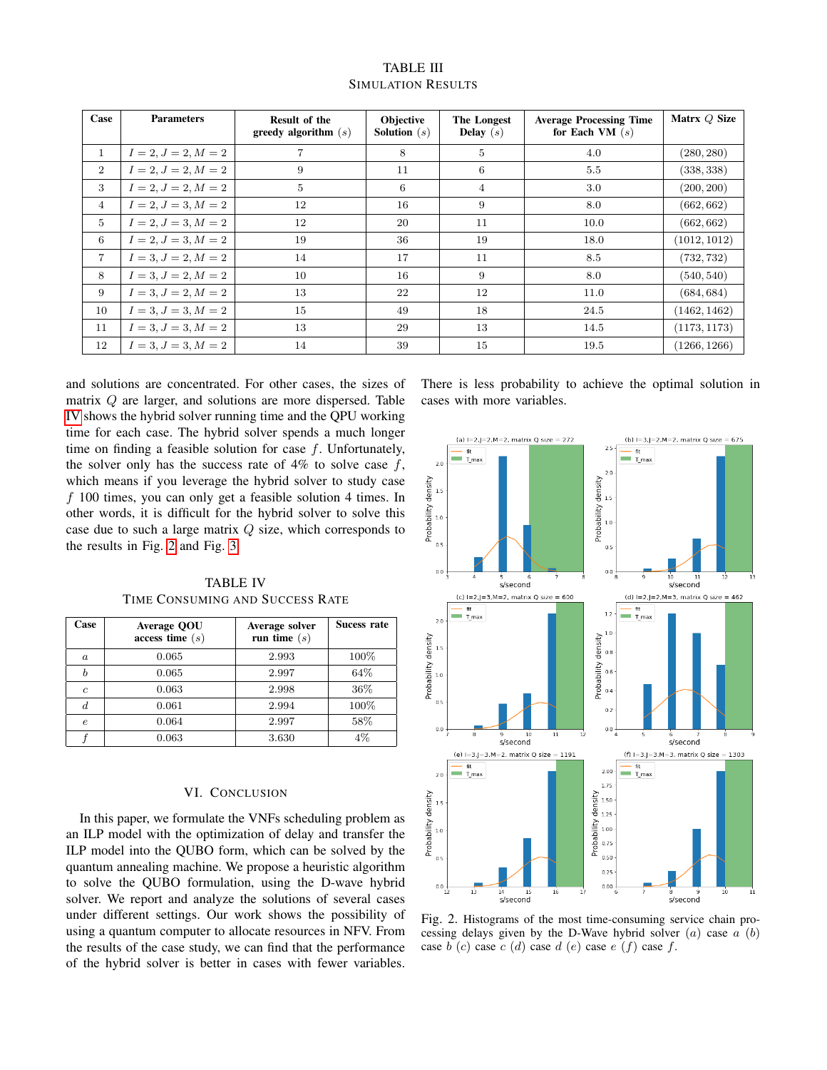TABLE III
SIMULATION RESULTS

| Case | Parameters | Result of the greedy algorithm $(s)$ | Objective Solution $(s)$ | The Longest Delay $(s)$ | Average Processing Time for Each VM $(s)$ | Matrx $Q$ Size |
|---|---|---|---|---|---|---|
| 1 | $I=2, J=2, M=2$ | 7 | 8 | 5 | 4.0 | $(280, 280)$ |
| 2 | $I=2, J=2, M=2$ | 9 | 11 | 6 | 5.5 | $(338, 338)$ |
| 3 | $I=2, J=2, M=2$ | 5 | 6 | 4 | 3.0 | $(200, 200)$ |
| 4 | $I=2, J=3, M=2$ | 12 | 16 | 9 | 8.0 | $(662, 662)$ |
| 5 | $I=2, J=3, M=2$ | 12 | 20 | 11 | 10.0 | $(662, 662)$ |
| 6 | $I=2, J=3, M=2$ | 19 | 36 | 19 | 18.0 | $(1012, 1012)$ |
| 7 | $I=3, J=2, M=2$ | 14 | 17 | 11 | 8.5 | $(732, 732)$ |
| 8 | $I=3, J=2, M=2$ | 10 | 16 | 9 | 8.0 | $(540, 540)$ |
| 9 | $I=3, J=2, M=2$ | 13 | 22 | 12 | 11.0 | $(684, 684)$ |
| 10 | $I=3, J=3, M=2$ | 15 | 49 | 18 | 24.5 | $(1462, 1462)$ |
| 11 | $I=3, J=3, M=2$ | 13 | 29 | 13 | 14.5 | $(1173, 1173)$ |
| 12 | $I=3, J=3, M=2$ | 14 | 39 | 15 | 19.5 | $(1266, 1266)$ |

and solutions are concentrated. For other cases, the sizes of matrix $Q$ are larger, and solutions are more dispersed. Table IV shows the hybrid solver running time and the QPU working time for each case. The hybrid solver spends a much longer time on finding a feasible solution for case $f$. Unfortunately, the solver only has the success rate of 4% to solve case $f$, which means if you leverage the hybrid solver to study case $f$ 100 times, you can only get a feasible solution 4 times. In other words, it is difficult for the hybrid solver to solve this case due to such a large matrix $Q$ size, which corresponds to the results in Fig. 2 and Fig. 3.

TABLE IV
TIME CONSUMING AND SUCCESS RATE

| Case | Average QOU access time $(s)$ | Average solver run time $(s)$ | Sucess rate |
|---|---|---|---|
| $a$ | 0.065 | 2.993 | 100% |
| $b$ | 0.065 | 2.997 | 64% |
| $c$ | 0.063 | 2.998 | 36% |
| $d$ | 0.061 | 2.994 | 100% |
| $e$ | 0.064 | 2.997 | 58% |
| $f$ | 0.063 | 3.630 | 4% |

## VI. CONCLUSION

In this paper, we formulate the VNFs scheduling problem as an ILP model with the optimization of delay and transfer the ILP model into the QUBO form, which can be solved by the quantum annealing machine. We propose a heuristic algorithm to solve the QUBO formulation, using the D-wave hybrid solver. We report and analyze the solutions of several cases under different settings. Our work shows the possibility of using a quantum computer to allocate resources in NFV. From the results of the case study, we can find that the performance of the hybrid solver is better in cases with fewer variables. There is less probability to achieve the optimal solution in cases with more variables.

Fig. 2. Histograms of the most time-consuming service chain processing delays given by the D-Wave hybrid solver $(a)$ case $a$ $(b)$ case $b$ $(c)$ case $c$ $(d)$ case $d$ $(e)$ case $e$ $(f)$ case $f$.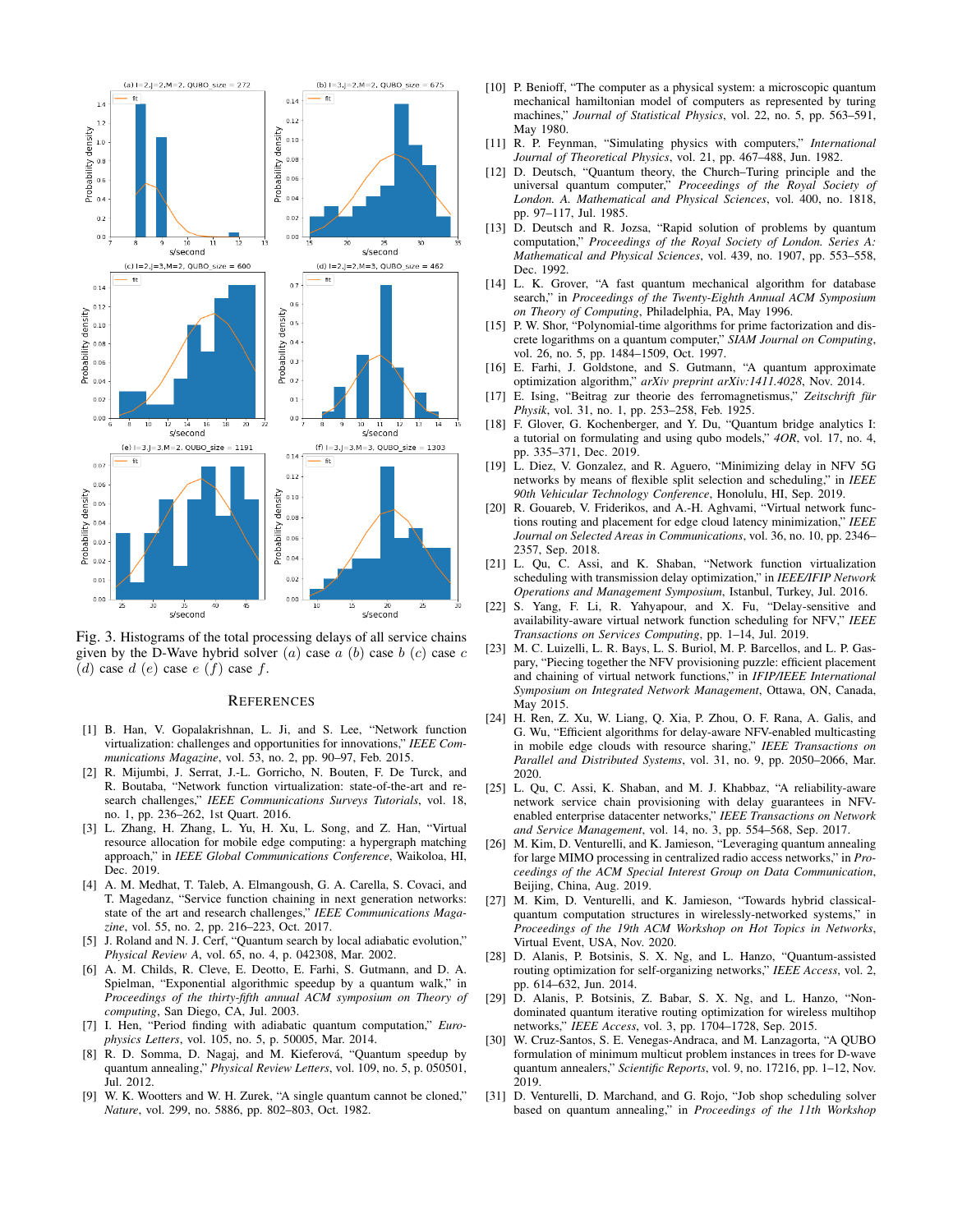Fig. 3. Histograms of the total processing delays of all service chains given by the D-Wave hybrid solver $(a)$ case $a$ $(b)$ case $b$ $(c)$ case $c$ $(d)$ case $d$ $(e)$ case $e$ $(f)$ case $f$.

## References

[1] B. Han, V. Gopalakrishnan, L. Ji, and S. Lee, "Network function virtualization: challenges and opportunities for innovations," *IEEE Communications Magazine*, vol. 53, no. 2, pp. 90–97, Feb. 2015.

[2] R. Mijumbi, J. Serrat, J.-L. Gorricho, N. Bouten, F. De Turck, and R. Boutaba, "Network function virtualization: state-of-the-art and research challenges," *IEEE Communications Surveys Tutorials*, vol. 18, no. 1, pp. 236–262, 1st Quart. 2016.

[3] L. Zhang, H. Zhang, L. Yu, H. Xu, L. Song, and Z. Han, "Virtual resource allocation for mobile edge computing: a hypergraph matching approach," in *IEEE Global Communications Conference*, Waikoloa, HI, Dec. 2019.

[4] A. M. Medhat, T. Taleb, A. Elmangoush, G. A. Carella, S. Covaci, and T. Magedanz, "Service function chaining in next generation networks: state of the art and research challenges," *IEEE Communications Magazine*, vol. 55, no. 2, pp. 216–223, Oct. 2017.

[5] J. Roland and N. J. Cerf, "Quantum search by local adiabatic evolution," *Physical Review A*, vol. 65, no. 4, p. 042308, Mar. 2002.

[6] A. M. Childs, R. Cleve, E. Deotto, E. Farhi, S. Gutmann, and D. A. Spielman, "Exponential algorithmic speedup by a quantum walk," in *Proceedings of the thirty-fifth annual ACM symposium on Theory of computing*, San Diego, CA, Jul. 2003.

[7] I. Hen, "Period finding with adiabatic quantum computation," *Europhysics Letters*, vol. 105, no. 5, p. 50005, Mar. 2014.

[8] R. D. Somma, D. Nagaj, and M. Kieferová, "Quantum speedup by quantum annealing," *Physical Review Letters*, vol. 109, no. 5, p. 050501, Jul. 2012.

[9] W. K. Wootters and W. H. Zurek, "A single quantum cannot be cloned," *Nature*, vol. 299, no. 5886, pp. 802–803, Oct. 1982.

[10] P. Benioff, "The computer as a physical system: a microscopic quantum mechanical hamiltonian model of computers as represented by turing machines," *Journal of Statistical Physics*, vol. 22, no. 5, pp. 563–591, May 1980.

[11] R. P. Feynman, "Simulating physics with computers," *International Journal of Theoretical Physics*, vol. 21, pp. 467–488, Jun. 1982.

[12] D. Deutsch, "Quantum theory, the Church–Turing principle and the universal quantum computer," *Proceedings of the Royal Society of London. A. Mathematical and Physical Sciences*, vol. 400, no. 1818, pp. 97–117, Jul. 1985.

[13] D. Deutsch and R. Jozsa, "Rapid solution of problems by quantum computation," *Proceedings of the Royal Society of London. Series A: Mathematical and Physical Sciences*, vol. 439, no. 1907, pp. 553–558, Dec. 1992.

[14] L. K. Grover, "A fast quantum mechanical algorithm for database search," in *Proceedings of the Twenty-Eighth Annual ACM Symposium on Theory of Computing*, Philadelphia, PA, May 1996.

[15] P. W. Shor, "Polynomial-time algorithms for prime factorization and discrete logarithms on a quantum computer," *SIAM Journal on Computing*, vol. 26, no. 5, pp. 1484–1509, Oct. 1997.

[16] E. Farhi, J. Goldstone, and S. Gutmann, "A quantum approximate optimization algorithm," *arXiv preprint arXiv:1411.4028*, Nov. 2014.

[17] E. Ising, "Beitrag zur theorie des ferromagnetismus," *Zeitschrift für Physik*, vol. 31, no. 1, pp. 253–258, Feb. 1925.

[18] F. Glover, G. Kochenberger, and Y. Du, "Quantum bridge analytics I: a tutorial on formulating and using qubo models," *4OR*, vol. 17, no. 4, pp. 335–371, Dec. 2019.

[19] L. Diez, V. Gonzalez, and R. Aguero, "Minimizing delay in NFV 5G networks by means of flexible split selection and scheduling," in *IEEE 90th Vehicular Technology Conference*, Honolulu, HI, Sep. 2019.

[20] R. Gouareb, V. Friderikos, and A.-H. Aghvami, "Virtual network functions routing and placement for edge cloud latency minimization," *IEEE Journal on Selected Areas in Communications*, vol. 36, no. 10, pp. 2346–2357, Sep. 2018.

[21] L. Qu, C. Assi, and K. Shaban, "Network function virtualization scheduling with transmission delay optimization," in *IEEE/IFIP Network Operations and Management Symposium*, Istanbul, Turkey, Jul. 2016.

[22] S. Yang, F. Li, R. Yahyapour, and X. Fu, "Delay-sensitive and availability-aware virtual network function scheduling for NFV," *IEEE Transactions on Services Computing*, pp. 1–14, Jul. 2019.

[23] M. C. Luizelli, L. R. Bays, L. S. Buriol, M. P. Barcellos, and L. P. Gaspary, "Piecing together the NFV provisioning puzzle: efficient placement and chaining of virtual network functions," in *IFIP/IEEE International Symposium on Integrated Network Management*, Ottawa, ON, Canada, May 2015.

[24] H. Ren, Z. Xu, W. Liang, Q. Xia, P. Zhou, O. F. Rana, A. Galis, and G. Wu, "Efficient algorithms for delay-aware NFV-enabled multicasting in mobile edge clouds with resource sharing," *IEEE Transactions on Parallel and Distributed Systems*, vol. 31, no. 9, pp. 2050–2066, Mar. 2020.

[25] L. Qu, C. Assi, K. Shaban, and M. J. Khabbaz, "A reliability-aware network service chain provisioning with delay guarantees in NFV-enabled enterprise datacenter networks," *IEEE Transactions on Network and Service Management*, vol. 14, no. 3, pp. 554–568, Sep. 2017.

[26] M. Kim, D. Venturelli, and K. Jamieson, "Leveraging quantum annealing for large MIMO processing in centralized radio access networks," in *Proceedings of the ACM Special Interest Group on Data Communication*, Beijing, China, Aug. 2019.

[27] M. Kim, D. Venturelli, and K. Jamieson, "Towards hybrid classical-quantum computation structures in wirelessly-networked systems," in *Proceedings of the 19th ACM Workshop on Hot Topics in Networks*, Virtual Event, USA, Nov. 2020.

[28] D. Alanis, P. Botsinis, S. X. Ng, and L. Hanzo, "Quantum-assisted routing optimization for self-organizing networks," *IEEE Access*, vol. 2, pp. 614–632, Jun. 2014.

[29] D. Alanis, P. Botsinis, Z. Babar, S. X. Ng, and L. Hanzo, "Non-dominated quantum iterative routing optimization for wireless multihop networks," *IEEE Access*, vol. 3, pp. 1704–1728, Sep. 2015.

[30] W. Cruz-Santos, S. E. Venegas-Andraca, and M. Lanzagorta, "A QUBO formulation of minimum multicut problem instances in trees for D-wave quantum annealers," *Scientific Reports*, vol. 9, no. 17216, pp. 1–12, Nov. 2019.

[31] D. Venturelli, D. Marchand, and G. Rojo, "Job shop scheduling solver based on quantum annealing," in *Proceedings of the 11th Workshop*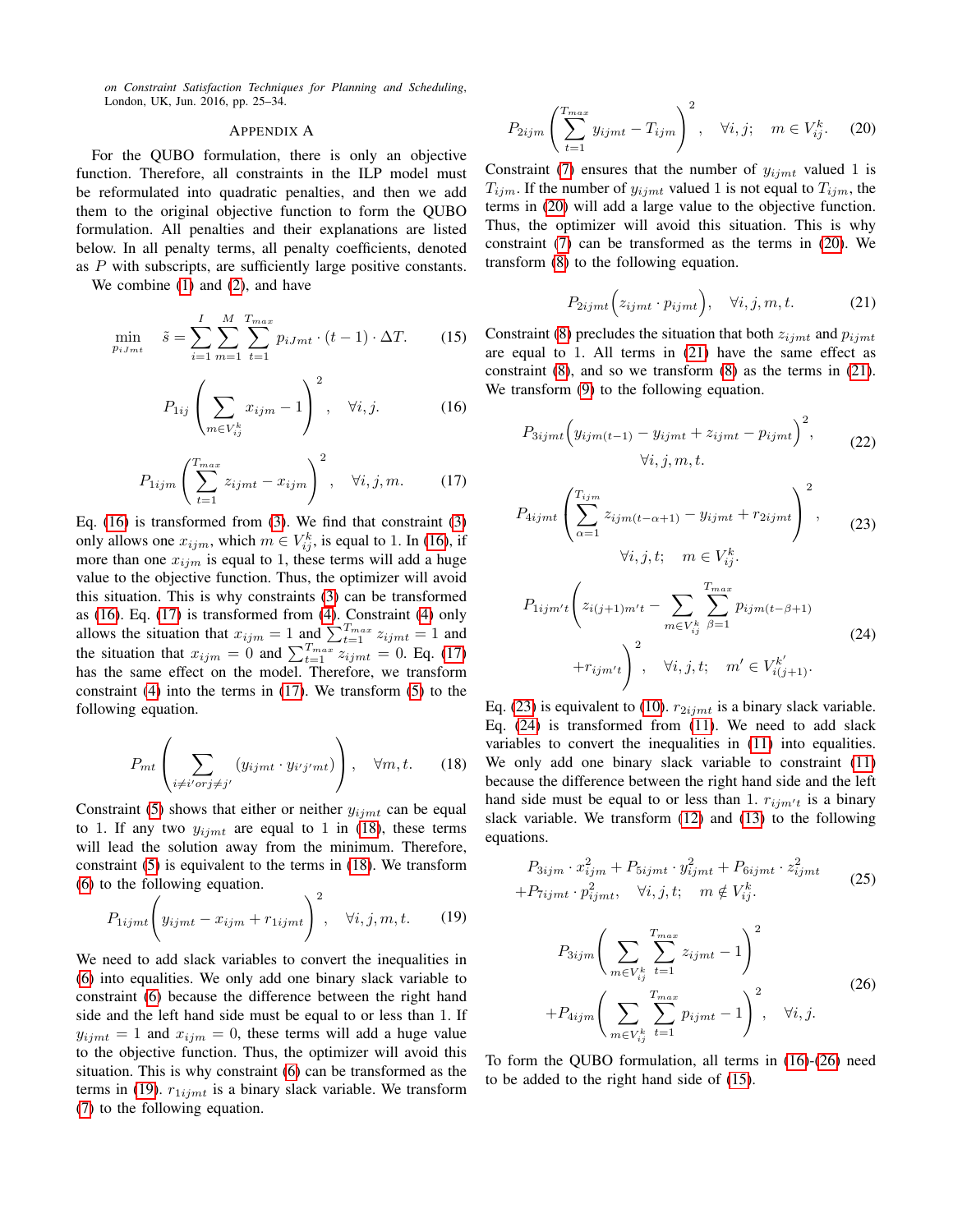*on Constraint Satisfaction Techniques for Planning and Scheduling*, London, UK, Jun. 2016, pp. 25–34.

## Appendix A

For the QUBO formulation, there is only an objective function. Therefore, all constraints in the ILP model must be reformulated into quadratic penalties, and then we add them to the original objective function to form the QUBO formulation. All penalties and their explanations are listed below. In all penalty terms, all penalty coefficients, denoted as $P$ with subscripts, are sufficiently large positive constants.

We combine (1) and (2), and have

$$\min_{p_{iJmt}} \quad \tilde{s} = \sum_{i=1}^{I}\sum_{m=1}^{M}\sum_{t=1}^{T_{max}} p_{iJmt}\cdot(t-1)\cdot\Delta T. \tag{15}$$

$$P_{1ij}\left(\sum_{m\in V_{ij}^{k}} x_{ijm}-1\right)^{2}, \quad \forall i,j. \tag{16}$$

$$P_{1ijm}\left(\sum_{t=1}^{T_{max}} z_{ijmt}-x_{ijm}\right)^{2}, \quad \forall i,j,m. \tag{17}$$

Eq. (16) is transformed from (3). We find that constraint (3) only allows one $x_{ijm}$, which $m\in V_{ij}^{k}$, is equal to 1. In (16), if more than one $x_{ijm}$ is equal to 1, these terms will add a huge value to the objective function. Thus, the optimizer will avoid this situation. This is why constraints (3) can be transformed as (16). Eq. (17) is transformed from (4). Constraint (4) only allows the situation that $x_{ijm}=1$ and $\sum_{t=1}^{T_{max}} z_{ijmt}=1$ and the situation that $x_{ijm}=0$ and $\sum_{t=1}^{T_{max}} z_{ijmt}=0$. Eq. (17) has the same effect on the model. Therefore, we transform constraint (4) into the terms in (17). We transform (5) to the following equation.

$$P_{mt}\left(\sum_{i\neq i' or j\neq j'}(y_{ijmt}\cdot y_{i'j'mt})\right), \quad \forall m,t. \tag{18}$$

Constraint (5) shows that either or neither $y_{ijmt}$ can be equal to 1. If any two $y_{ijmt}$ are equal to 1 in (18), these terms will lead the solution away from the minimum. Therefore, constraint (5) is equivalent to the terms in (18). We transform (6) to the following equation.

$$P_{1ijmt}\Big(y_{ijmt}-x_{ijm}+r_{1ijmt}\Big)^{2}, \quad \forall i,j,m,t. \tag{19}$$

We need to add slack variables to convert the inequalities in (6) into equalities. We only add one binary slack variable to constraint (6) because the difference between the right hand side and the left hand side must be equal to or less than 1. If $y_{ijmt}=1$ and $x_{ijm}=0$, these terms will add a huge value to the objective function. Thus, the optimizer will avoid this situation. This is why constraint (6) can be transformed as the terms in (19). $r_{1ijmt}$ is a binary slack variable. We transform (7) to the following equation.

$$P_{2ijm}\left(\sum_{t=1}^{T_{max}} y_{ijmt}-T_{ijm}\right)^{2}, \quad \forall i,j; \quad m\in V_{ij}^{k}. \tag{20}$$

Constraint (7) ensures that the number of $y_{ijmt}$ valued 1 is $T_{ijm}$. If the number of $y_{ijmt}$ valued 1 is not equal to $T_{ijm}$, the terms in (20) will add a large value to the objective function. Thus, the optimizer will avoid this situation. This is why constraint (7) can be transformed as the terms in (20). We transform (8) to the following equation.

$$P_{2ijmt}\Big(z_{ijmt}\cdot p_{ijmt}\Big), \quad \forall i,j,m,t. \tag{21}$$

Constraint (8) precludes the situation that both $z_{ijmt}$ and $p_{ijmt}$ are equal to 1. All terms in (21) have the same effect as constraint (8), and so we transform (8) as the terms in (21). We transform (9) to the following equation.

$$P_{3ijmt}\Big(y_{ijm(t-1)}-y_{ijmt}+z_{ijmt}-p_{ijmt}\Big)^{2}, \quad \forall i,j,m,t. \tag{22}$$

$$P_{4ijmt}\left(\sum_{\alpha=1}^{T_{ijm}} z_{ijm(t-\alpha+1)}-y_{ijmt}+r_{2ijmt}\right)^{2}, \quad \forall i,j,t; \quad m\in V_{ij}^{k}. \tag{23}$$

$$P_{1ijm't}\Bigg(z_{i(j+1)m't}-\sum_{m\in V_{ij}^{k}}\sum_{\beta=1}^{T_{max}} p_{ijm(t-\beta+1)} +r_{ijm't}\Bigg)^{2}, \quad \forall i,j,t; \quad m'\in V_{i(j+1)}^{k'}. \tag{24}$$

Eq. (23) is equivalent to (10). $r_{2ijmt}$ is a binary slack variable. Eq. (24) is transformed from (11). We need to add slack variables to convert the inequalities in (11) into equalities. We only add one binary slack variable to constraint (11) because the difference between the right hand side and the left hand side must be equal to or less than 1. $r_{ijm't}$ is a binary slack variable. We transform (12) and (13) to the following equations.

$$P_{3ijm}\cdot x_{ijm}^{2}+P_{5ijmt}\cdot y_{ijmt}^{2}+P_{6ijmt}\cdot z_{ijmt}^{2} +P_{7ijmt}\cdot p_{ijmt}^{2}, \quad \forall i,j,t; \quad m\notin V_{ij}^{k}. \tag{25}$$

$$P_{3ijm}\Bigg(\sum_{m\in V_{ij}^{k}}\sum_{t=1}^{T_{max}} z_{ijmt}-1\Bigg)^{2} +P_{4ijm}\Bigg(\sum_{m\in V_{ij}^{k}}\sum_{t=1}^{T_{max}} p_{ijmt}-1\Bigg)^{2}, \quad \forall i,j. \tag{26}$$

To form the QUBO formulation, all terms in (16)-(26) need to be added to the right hand side of (15).